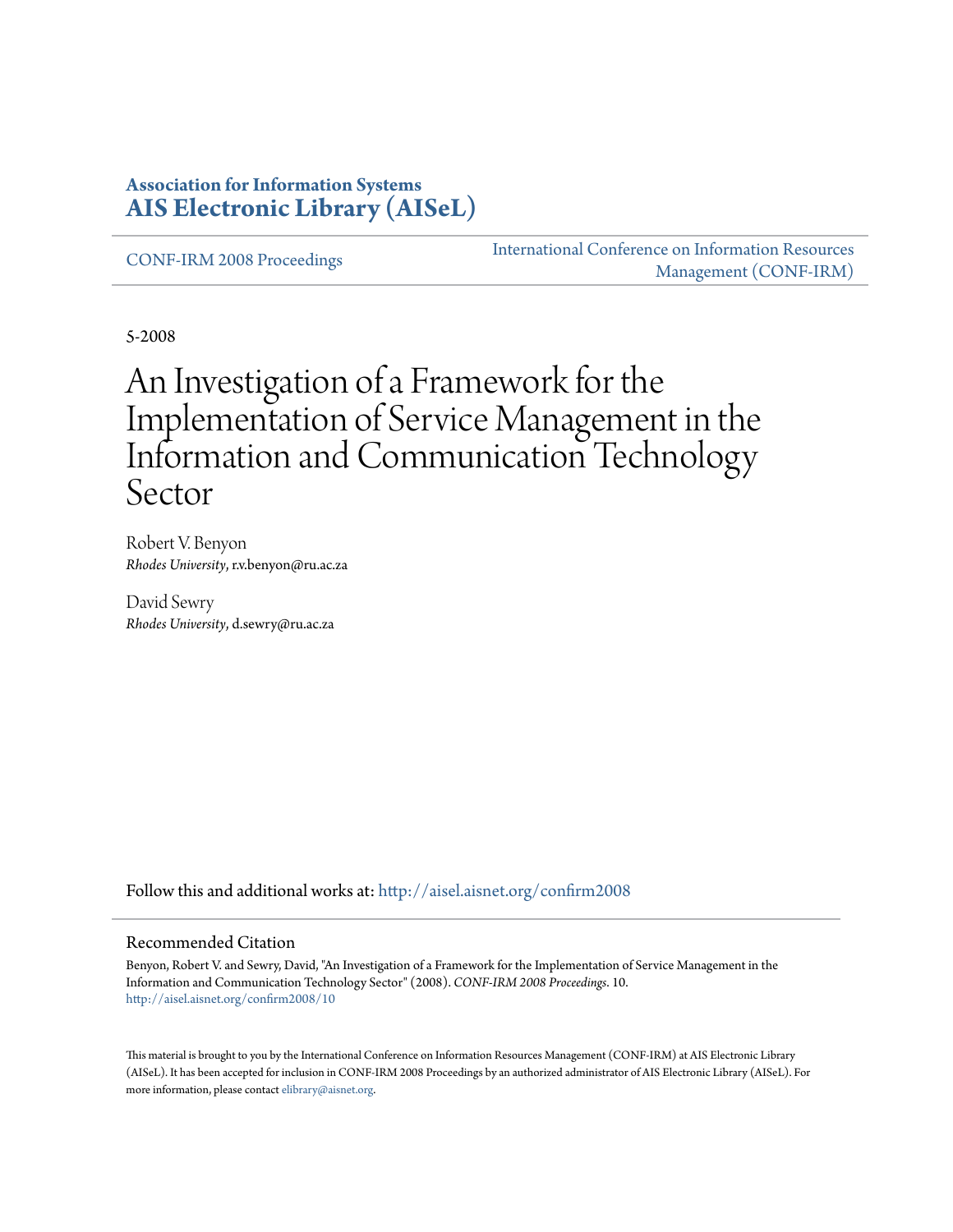**Association for Information Systems**
**AIS Electronic Library (AISeL)**

CONF-IRM 2008 Proceedings

International Conference on Information Resources Management (CONF-IRM)

5-2008

# An Investigation of a Framework for the Implementation of Service Management in the Information and Communication Technology Sector

Robert V. Benyon
*Rhodes University*, r.v.benyon@ru.ac.za

David Sewry
*Rhodes University*, d.sewry@ru.ac.za

Follow this and additional works at: http://aisel.aisnet.org/confirm2008

## Recommended Citation

Benyon, Robert V. and Sewry, David, "An Investigation of a Framework for the Implementation of Service Management in the Information and Communication Technology Sector" (2008). *CONF-IRM 2008 Proceedings*. 10.
http://aisel.aisnet.org/confirm2008/10

This material is brought to you by the International Conference on Information Resources Management (CONF-IRM) at AIS Electronic Library (AISeL). It has been accepted for inclusion in CONF-IRM 2008 Proceedings by an authorized administrator of AIS Electronic Library (AISeL). For more information, please contact elibrary@aisnet.org.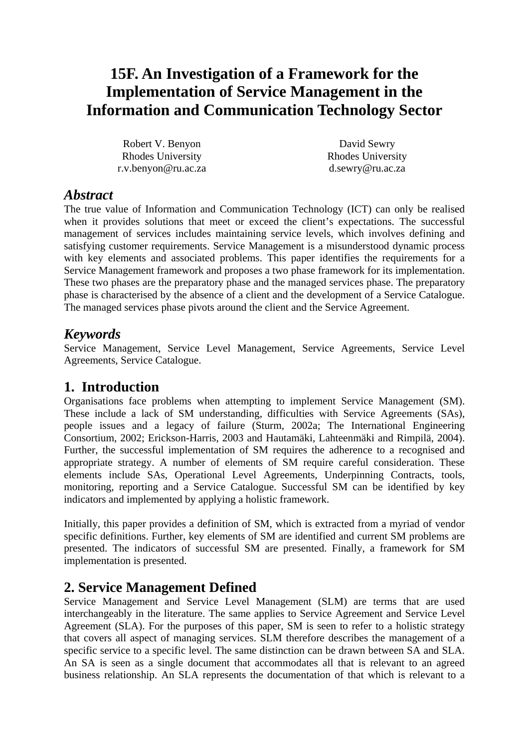# 15F. An Investigation of a Framework for the Implementation of Service Management in the Information and Communication Technology Sector

Robert V. Benyon
Rhodes University
r.v.benyon@ru.ac.za

David Sewry
Rhodes University
d.sewry@ru.ac.za

## *Abstract*

The true value of Information and Communication Technology (ICT) can only be realised when it provides solutions that meet or exceed the client's expectations. The successful management of services includes maintaining service levels, which involves defining and satisfying customer requirements. Service Management is a misunderstood dynamic process with key elements and associated problems. This paper identifies the requirements for a Service Management framework and proposes a two phase framework for its implementation. These two phases are the preparatory phase and the managed services phase. The preparatory phase is characterised by the absence of a client and the development of a Service Catalogue. The managed services phase pivots around the client and the Service Agreement.

## *Keywords*

Service Management, Service Level Management, Service Agreements, Service Level Agreements, Service Catalogue.

## 1. Introduction

Organisations face problems when attempting to implement Service Management (SM). These include a lack of SM understanding, difficulties with Service Agreements (SAs), people issues and a legacy of failure (Sturm, 2002a; The International Engineering Consortium, 2002; Erickson-Harris, 2003 and Hautamäki, Lahteenmäki and Rimpilä, 2004). Further, the successful implementation of SM requires the adherence to a recognised and appropriate strategy. A number of elements of SM require careful consideration. These elements include SAs, Operational Level Agreements, Underpinning Contracts, tools, monitoring, reporting and a Service Catalogue. Successful SM can be identified by key indicators and implemented by applying a holistic framework.

Initially, this paper provides a definition of SM, which is extracted from a myriad of vendor specific definitions. Further, key elements of SM are identified and current SM problems are presented. The indicators of successful SM are presented. Finally, a framework for SM implementation is presented.

## 2. Service Management Defined

Service Management and Service Level Management (SLM) are terms that are used interchangeably in the literature. The same applies to Service Agreement and Service Level Agreement (SLA). For the purposes of this paper, SM is seen to refer to a holistic strategy that covers all aspect of managing services. SLM therefore describes the management of a specific service to a specific level. The same distinction can be drawn between SA and SLA. An SA is seen as a single document that accommodates all that is relevant to an agreed business relationship. An SLA represents the documentation of that which is relevant to a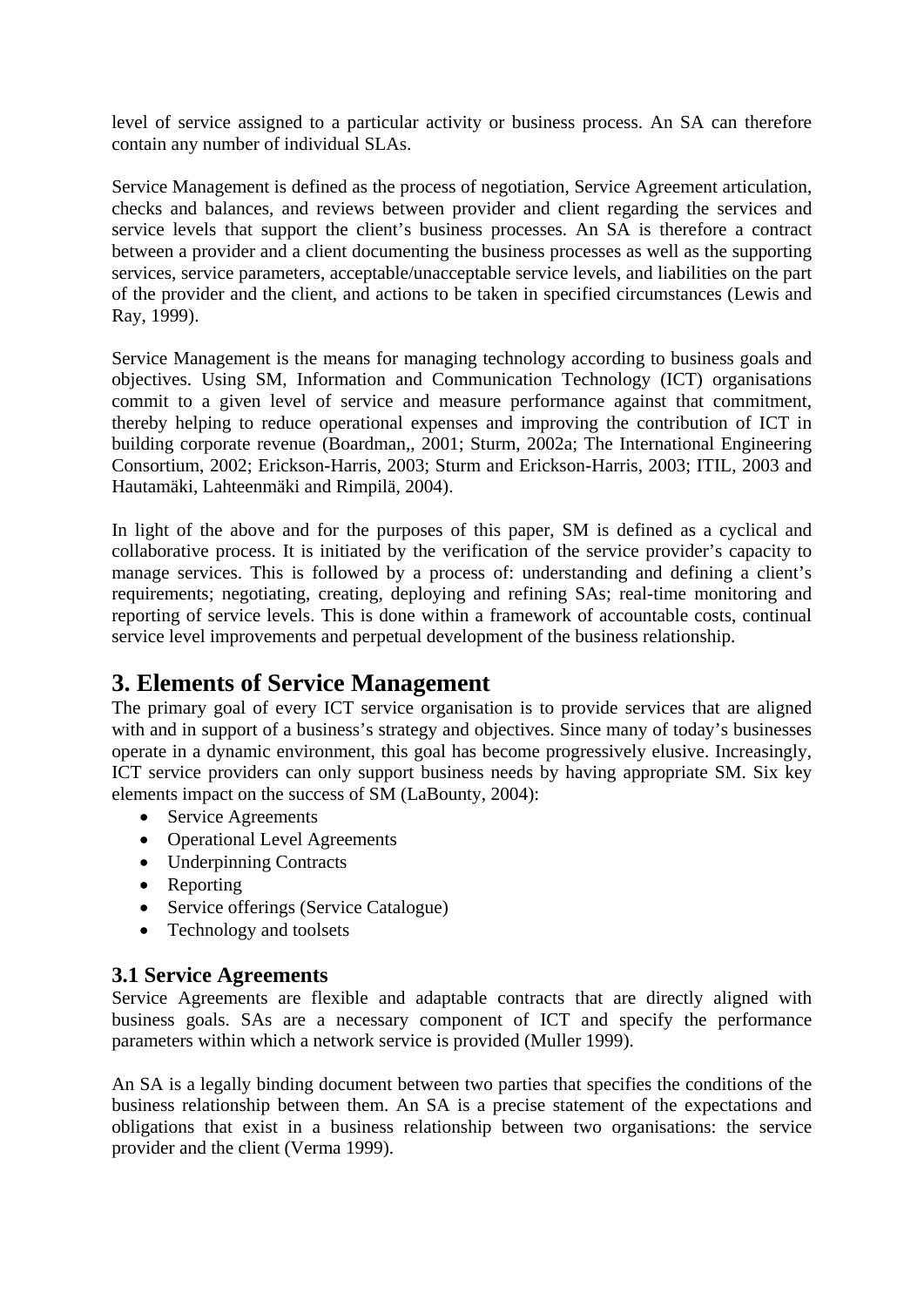level of service assigned to a particular activity or business process. An SA can therefore contain any number of individual SLAs.

Service Management is defined as the process of negotiation, Service Agreement articulation, checks and balances, and reviews between provider and client regarding the services and service levels that support the client's business processes. An SA is therefore a contract between a provider and a client documenting the business processes as well as the supporting services, service parameters, acceptable/unacceptable service levels, and liabilities on the part of the provider and the client, and actions to be taken in specified circumstances (Lewis and Ray, 1999).

Service Management is the means for managing technology according to business goals and objectives. Using SM, Information and Communication Technology (ICT) organisations commit to a given level of service and measure performance against that commitment, thereby helping to reduce operational expenses and improving the contribution of ICT in building corporate revenue (Boardman,, 2001; Sturm, 2002a; The International Engineering Consortium, 2002; Erickson-Harris, 2003; Sturm and Erickson-Harris, 2003; ITIL, 2003 and Hautamäki, Lahteenmäki and Rimpilä, 2004).

In light of the above and for the purposes of this paper, SM is defined as a cyclical and collaborative process. It is initiated by the verification of the service provider's capacity to manage services. This is followed by a process of: understanding and defining a client's requirements; negotiating, creating, deploying and refining SAs; real-time monitoring and reporting of service levels. This is done within a framework of accountable costs, continual service level improvements and perpetual development of the business relationship.

## 3. Elements of Service Management

The primary goal of every ICT service organisation is to provide services that are aligned with and in support of a business's strategy and objectives. Since many of today's businesses operate in a dynamic environment, this goal has become progressively elusive. Increasingly, ICT service providers can only support business needs by having appropriate SM. Six key elements impact on the success of SM (LaBounty, 2004):

- Service Agreements
- Operational Level Agreements
- Underpinning Contracts
- Reporting
- Service offerings (Service Catalogue)
- Technology and toolsets

### 3.1 Service Agreements

Service Agreements are flexible and adaptable contracts that are directly aligned with business goals. SAs are a necessary component of ICT and specify the performance parameters within which a network service is provided (Muller 1999).

An SA is a legally binding document between two parties that specifies the conditions of the business relationship between them. An SA is a precise statement of the expectations and obligations that exist in a business relationship between two organisations: the service provider and the client (Verma 1999).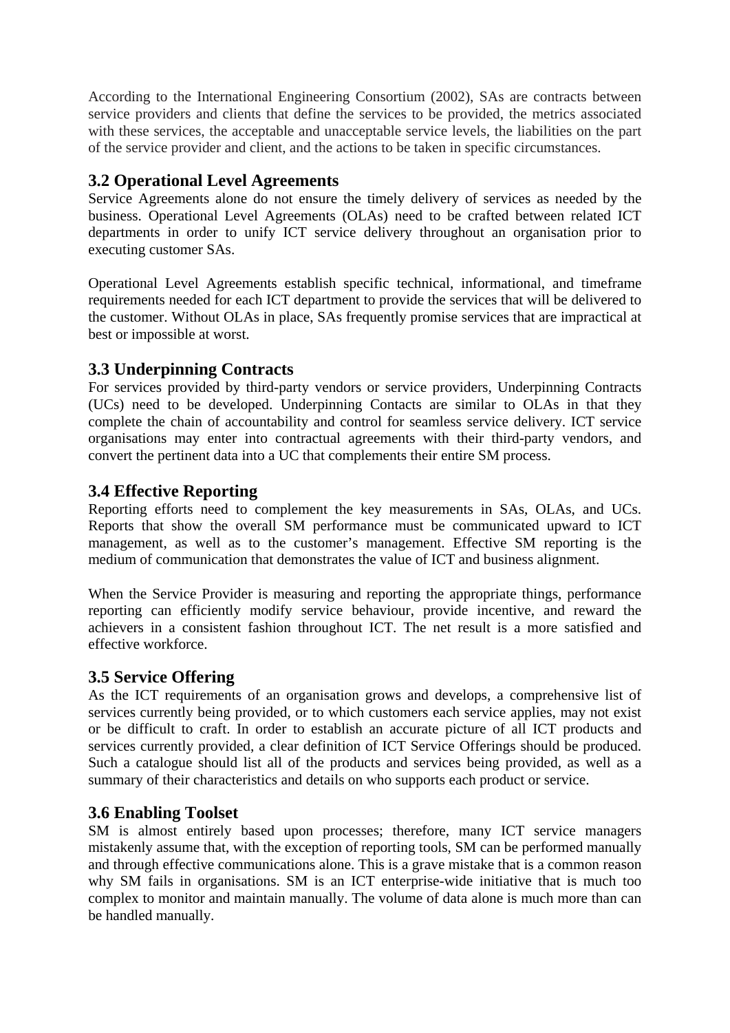According to the International Engineering Consortium (2002), SAs are contracts between service providers and clients that define the services to be provided, the metrics associated with these services, the acceptable and unacceptable service levels, the liabilities on the part of the service provider and client, and the actions to be taken in specific circumstances.

### 3.2 Operational Level Agreements

Service Agreements alone do not ensure the timely delivery of services as needed by the business. Operational Level Agreements (OLAs) need to be crafted between related ICT departments in order to unify ICT service delivery throughout an organisation prior to executing customer SAs.

Operational Level Agreements establish specific technical, informational, and timeframe requirements needed for each ICT department to provide the services that will be delivered to the customer. Without OLAs in place, SAs frequently promise services that are impractical at best or impossible at worst.

### 3.3 Underpinning Contracts

For services provided by third-party vendors or service providers, Underpinning Contracts (UCs) need to be developed. Underpinning Contacts are similar to OLAs in that they complete the chain of accountability and control for seamless service delivery. ICT service organisations may enter into contractual agreements with their third-party vendors, and convert the pertinent data into a UC that complements their entire SM process.

### 3.4 Effective Reporting

Reporting efforts need to complement the key measurements in SAs, OLAs, and UCs. Reports that show the overall SM performance must be communicated upward to ICT management, as well as to the customer's management. Effective SM reporting is the medium of communication that demonstrates the value of ICT and business alignment.

When the Service Provider is measuring and reporting the appropriate things, performance reporting can efficiently modify service behaviour, provide incentive, and reward the achievers in a consistent fashion throughout ICT. The net result is a more satisfied and effective workforce.

### 3.5 Service Offering

As the ICT requirements of an organisation grows and develops, a comprehensive list of services currently being provided, or to which customers each service applies, may not exist or be difficult to craft. In order to establish an accurate picture of all ICT products and services currently provided, a clear definition of ICT Service Offerings should be produced. Such a catalogue should list all of the products and services being provided, as well as a summary of their characteristics and details on who supports each product or service.

### 3.6 Enabling Toolset

SM is almost entirely based upon processes; therefore, many ICT service managers mistakenly assume that, with the exception of reporting tools, SM can be performed manually and through effective communications alone. This is a grave mistake that is a common reason why SM fails in organisations. SM is an ICT enterprise-wide initiative that is much too complex to monitor and maintain manually. The volume of data alone is much more than can be handled manually.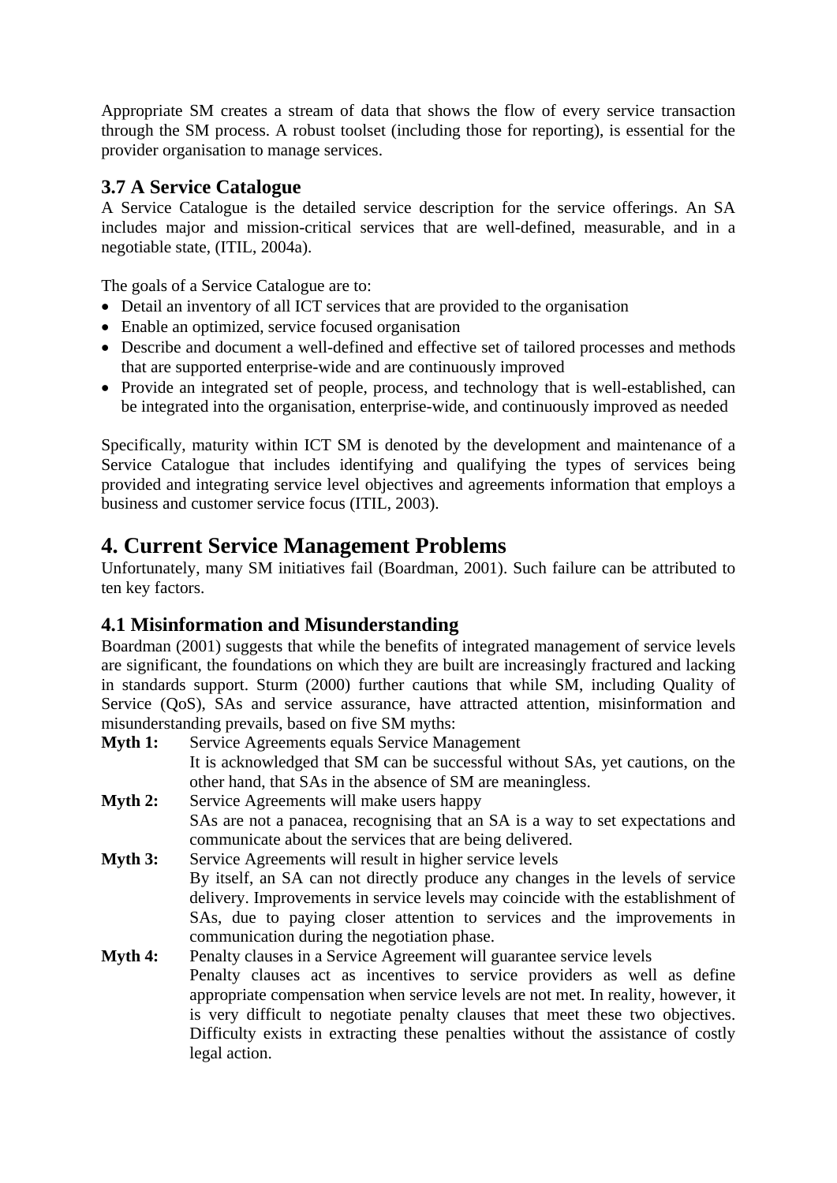Appropriate SM creates a stream of data that shows the flow of every service transaction through the SM process. A robust toolset (including those for reporting), is essential for the provider organisation to manage services.

### 3.7 A Service Catalogue

A Service Catalogue is the detailed service description for the service offerings. An SA includes major and mission-critical services that are well-defined, measurable, and in a negotiable state, (ITIL, 2004a).

The goals of a Service Catalogue are to:

- Detail an inventory of all ICT services that are provided to the organisation
- Enable an optimized, service focused organisation
- Describe and document a well-defined and effective set of tailored processes and methods that are supported enterprise-wide and are continuously improved
- Provide an integrated set of people, process, and technology that is well-established, can be integrated into the organisation, enterprise-wide, and continuously improved as needed

Specifically, maturity within ICT SM is denoted by the development and maintenance of a Service Catalogue that includes identifying and qualifying the types of services being provided and integrating service level objectives and agreements information that employs a business and customer service focus (ITIL, 2003).

## 4. Current Service Management Problems

Unfortunately, many SM initiatives fail (Boardman, 2001). Such failure can be attributed to ten key factors.

### 4.1 Misinformation and Misunderstanding

Boardman (2001) suggests that while the benefits of integrated management of service levels are significant, the foundations on which they are built are increasingly fractured and lacking in standards support. Sturm (2000) further cautions that while SM, including Quality of Service (QoS), SAs and service assurance, have attracted attention, misinformation and misunderstanding prevails, based on five SM myths:

**Myth 1:** Service Agreements equals Service Management
It is acknowledged that SM can be successful without SAs, yet cautions, on the other hand, that SAs in the absence of SM are meaningless.

**Myth 2:** Service Agreements will make users happy
SAs are not a panacea, recognising that an SA is a way to set expectations and communicate about the services that are being delivered.

**Myth 3:** Service Agreements will result in higher service levels
By itself, an SA can not directly produce any changes in the levels of service delivery. Improvements in service levels may coincide with the establishment of SAs, due to paying closer attention to services and the improvements in communication during the negotiation phase.

**Myth 4:** Penalty clauses in a Service Agreement will guarantee service levels
Penalty clauses act as incentives to service providers as well as define appropriate compensation when service levels are not met. In reality, however, it is very difficult to negotiate penalty clauses that meet these two objectives. Difficulty exists in extracting these penalties without the assistance of costly legal action.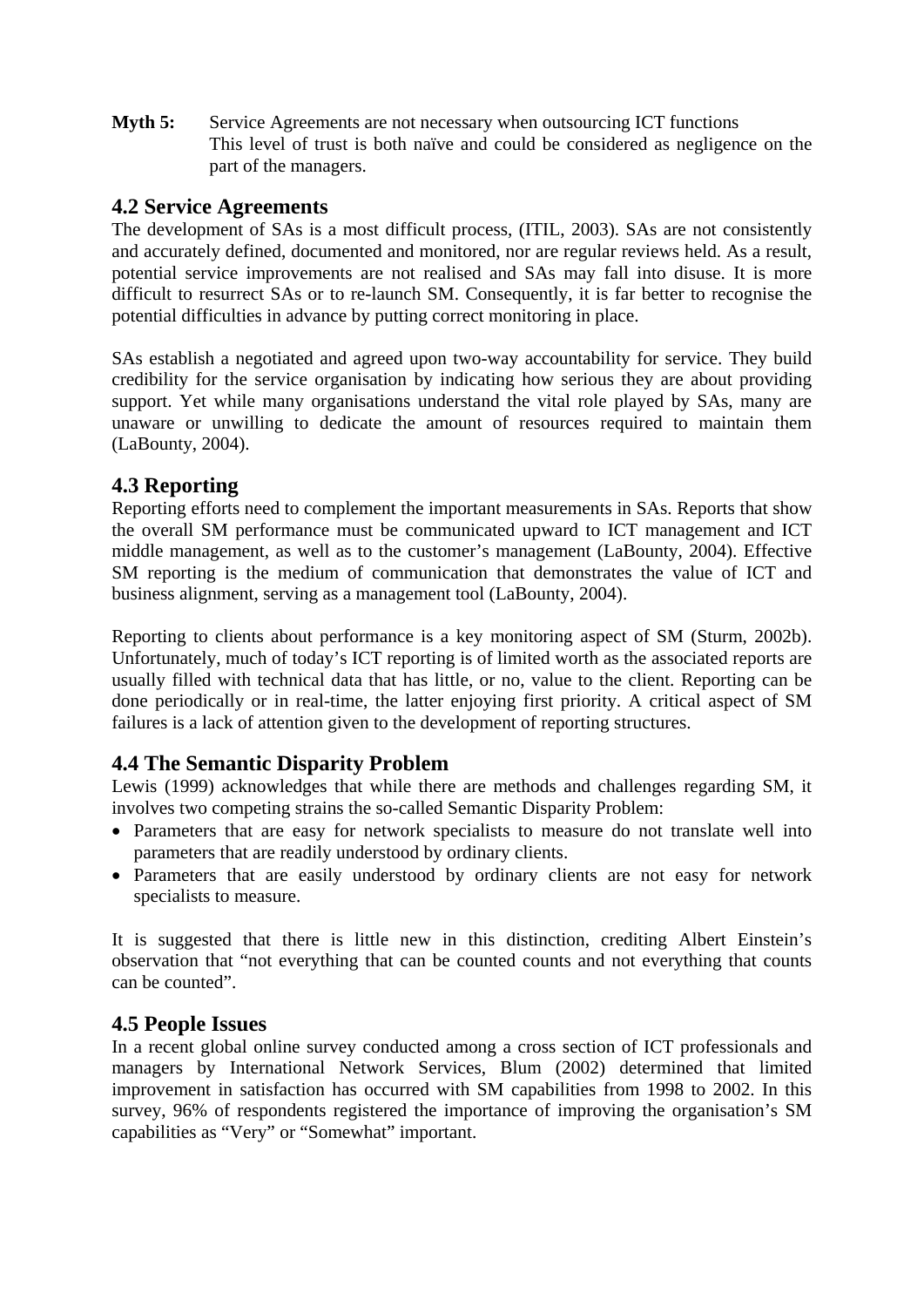**Myth 5:** Service Agreements are not necessary when outsourcing ICT functions
This level of trust is both naïve and could be considered as negligence on the part of the managers.

## 4.2 Service Agreements

The development of SAs is a most difficult process, (ITIL, 2003). SAs are not consistently and accurately defined, documented and monitored, nor are regular reviews held. As a result, potential service improvements are not realised and SAs may fall into disuse. It is more difficult to resurrect SAs or to re-launch SM. Consequently, it is far better to recognise the potential difficulties in advance by putting correct monitoring in place.

SAs establish a negotiated and agreed upon two-way accountability for service. They build credibility for the service organisation by indicating how serious they are about providing support. Yet while many organisations understand the vital role played by SAs, many are unaware or unwilling to dedicate the amount of resources required to maintain them (LaBounty, 2004).

## 4.3 Reporting

Reporting efforts need to complement the important measurements in SAs. Reports that show the overall SM performance must be communicated upward to ICT management and ICT middle management, as well as to the customer's management (LaBounty, 2004). Effective SM reporting is the medium of communication that demonstrates the value of ICT and business alignment, serving as a management tool (LaBounty, 2004).

Reporting to clients about performance is a key monitoring aspect of SM (Sturm, 2002b). Unfortunately, much of today's ICT reporting is of limited worth as the associated reports are usually filled with technical data that has little, or no, value to the client. Reporting can be done periodically or in real-time, the latter enjoying first priority. A critical aspect of SM failures is a lack of attention given to the development of reporting structures.

## 4.4 The Semantic Disparity Problem

Lewis (1999) acknowledges that while there are methods and challenges regarding SM, it involves two competing strains the so-called Semantic Disparity Problem:

- Parameters that are easy for network specialists to measure do not translate well into parameters that are readily understood by ordinary clients.
- Parameters that are easily understood by ordinary clients are not easy for network specialists to measure.

It is suggested that there is little new in this distinction, crediting Albert Einstein's observation that "not everything that can be counted counts and not everything that counts can be counted".

## 4.5 People Issues

In a recent global online survey conducted among a cross section of ICT professionals and managers by International Network Services, Blum (2002) determined that limited improvement in satisfaction has occurred with SM capabilities from 1998 to 2002. In this survey, 96% of respondents registered the importance of improving the organisation's SM capabilities as "Very" or "Somewhat" important.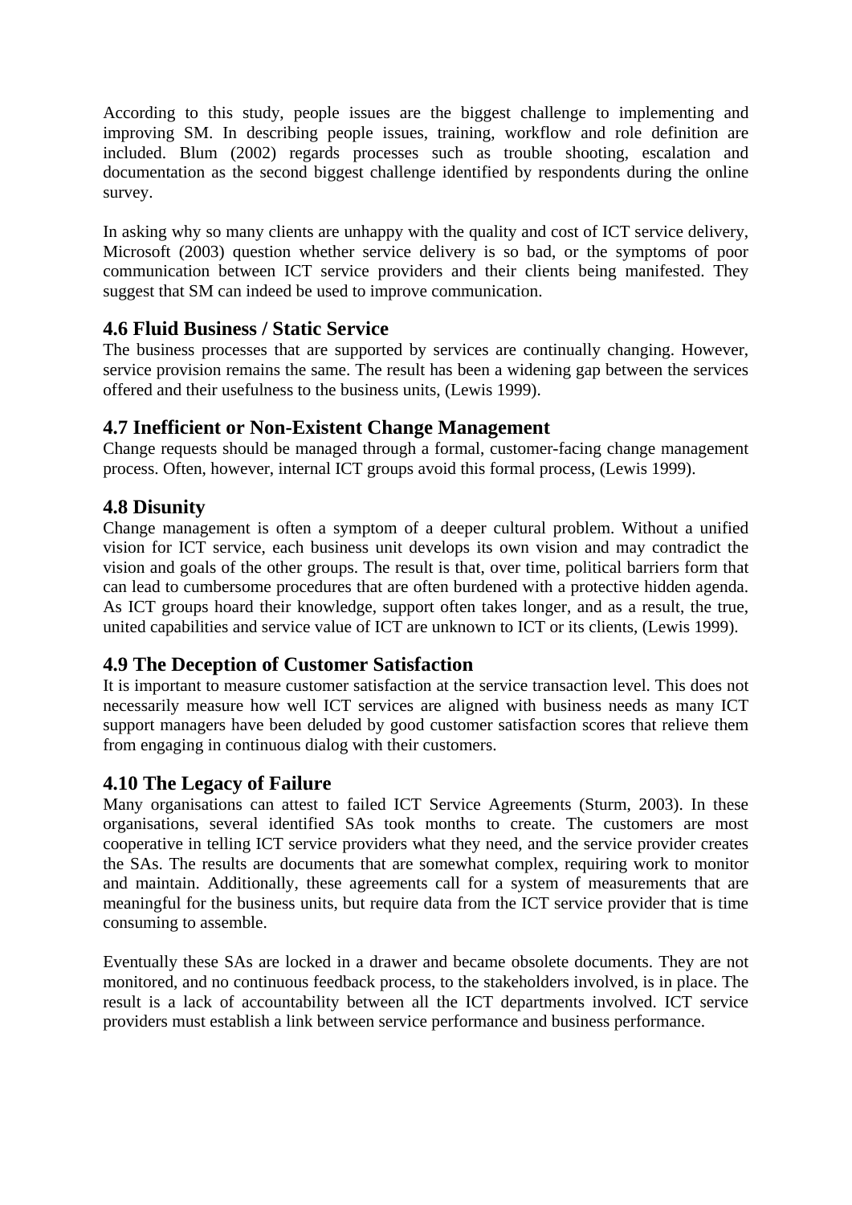According to this study, people issues are the biggest challenge to implementing and improving SM. In describing people issues, training, workflow and role definition are included. Blum (2002) regards processes such as trouble shooting, escalation and documentation as the second biggest challenge identified by respondents during the online survey.

In asking why so many clients are unhappy with the quality and cost of ICT service delivery, Microsoft (2003) question whether service delivery is so bad, or the symptoms of poor communication between ICT service providers and their clients being manifested. They suggest that SM can indeed be used to improve communication.

### 4.6 Fluid Business / Static Service

The business processes that are supported by services are continually changing. However, service provision remains the same. The result has been a widening gap between the services offered and their usefulness to the business units, (Lewis 1999).

### 4.7 Inefficient or Non-Existent Change Management

Change requests should be managed through a formal, customer-facing change management process. Often, however, internal ICT groups avoid this formal process, (Lewis 1999).

### 4.8 Disunity

Change management is often a symptom of a deeper cultural problem. Without a unified vision for ICT service, each business unit develops its own vision and may contradict the vision and goals of the other groups. The result is that, over time, political barriers form that can lead to cumbersome procedures that are often burdened with a protective hidden agenda. As ICT groups hoard their knowledge, support often takes longer, and as a result, the true, united capabilities and service value of ICT are unknown to ICT or its clients, (Lewis 1999).

### 4.9 The Deception of Customer Satisfaction

It is important to measure customer satisfaction at the service transaction level. This does not necessarily measure how well ICT services are aligned with business needs as many ICT support managers have been deluded by good customer satisfaction scores that relieve them from engaging in continuous dialog with their customers.

### 4.10 The Legacy of Failure

Many organisations can attest to failed ICT Service Agreements (Sturm, 2003). In these organisations, several identified SAs took months to create. The customers are most cooperative in telling ICT service providers what they need, and the service provider creates the SAs. The results are documents that are somewhat complex, requiring work to monitor and maintain. Additionally, these agreements call for a system of measurements that are meaningful for the business units, but require data from the ICT service provider that is time consuming to assemble.

Eventually these SAs are locked in a drawer and became obsolete documents. They are not monitored, and no continuous feedback process, to the stakeholders involved, is in place. The result is a lack of accountability between all the ICT departments involved. ICT service providers must establish a link between service performance and business performance.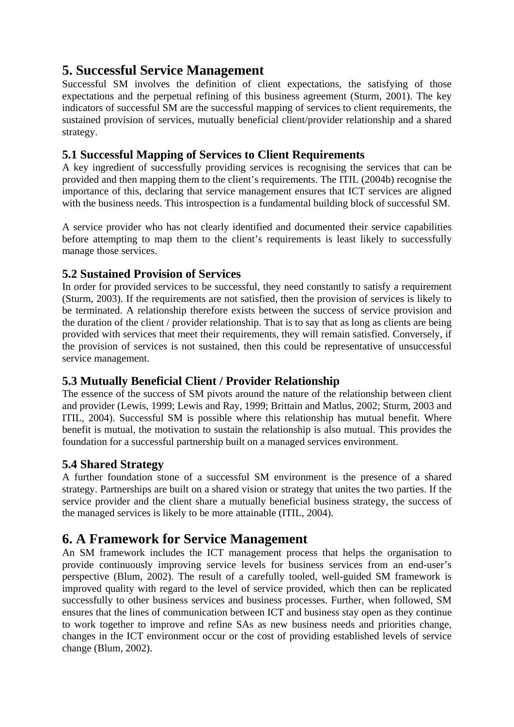## 5. Successful Service Management

Successful SM involves the definition of client expectations, the satisfying of those expectations and the perpetual refining of this business agreement (Sturm, 2001). The key indicators of successful SM are the successful mapping of services to client requirements, the sustained provision of services, mutually beneficial client/provider relationship and a shared strategy.

### 5.1 Successful Mapping of Services to Client Requirements

A key ingredient of successfully providing services is recognising the services that can be provided and then mapping them to the client's requirements. The ITIL (2004b) recognise the importance of this, declaring that service management ensures that ICT services are aligned with the business needs. This introspection is a fundamental building block of successful SM.

A service provider who has not clearly identified and documented their service capabilities before attempting to map them to the client's requirements is least likely to successfully manage those services.

### 5.2 Sustained Provision of Services

In order for provided services to be successful, they need constantly to satisfy a requirement (Sturm, 2003). If the requirements are not satisfied, then the provision of services is likely to be terminated. A relationship therefore exists between the success of service provision and the duration of the client / provider relationship. That is to say that as long as clients are being provided with services that meet their requirements, they will remain satisfied. Conversely, if the provision of services is not sustained, then this could be representative of unsuccessful service management.

### 5.3 Mutually Beneficial Client / Provider Relationship

The essence of the success of SM pivots around the nature of the relationship between client and provider (Lewis, 1999; Lewis and Ray, 1999; Brittain and Matlus, 2002; Sturm, 2003 and ITIL, 2004). Successful SM is possible where this relationship has mutual benefit. Where benefit is mutual, the motivation to sustain the relationship is also mutual. This provides the foundation for a successful partnership built on a managed services environment.

### 5.4 Shared Strategy

A further foundation stone of a successful SM environment is the presence of a shared strategy. Partnerships are built on a shared vision or strategy that unites the two parties. If the service provider and the client share a mutually beneficial business strategy, the success of the managed services is likely to be more attainable (ITIL, 2004).

## 6. A Framework for Service Management

An SM framework includes the ICT management process that helps the organisation to provide continuously improving service levels for business services from an end-user's perspective (Blum, 2002). The result of a carefully tooled, well-guided SM framework is improved quality with regard to the level of service provided, which then can be replicated successfully to other business services and business processes. Further, when followed, SM ensures that the lines of communication between ICT and business stay open as they continue to work together to improve and refine SAs as new business needs and priorities change, changes in the ICT environment occur or the cost of providing established levels of service change (Blum, 2002).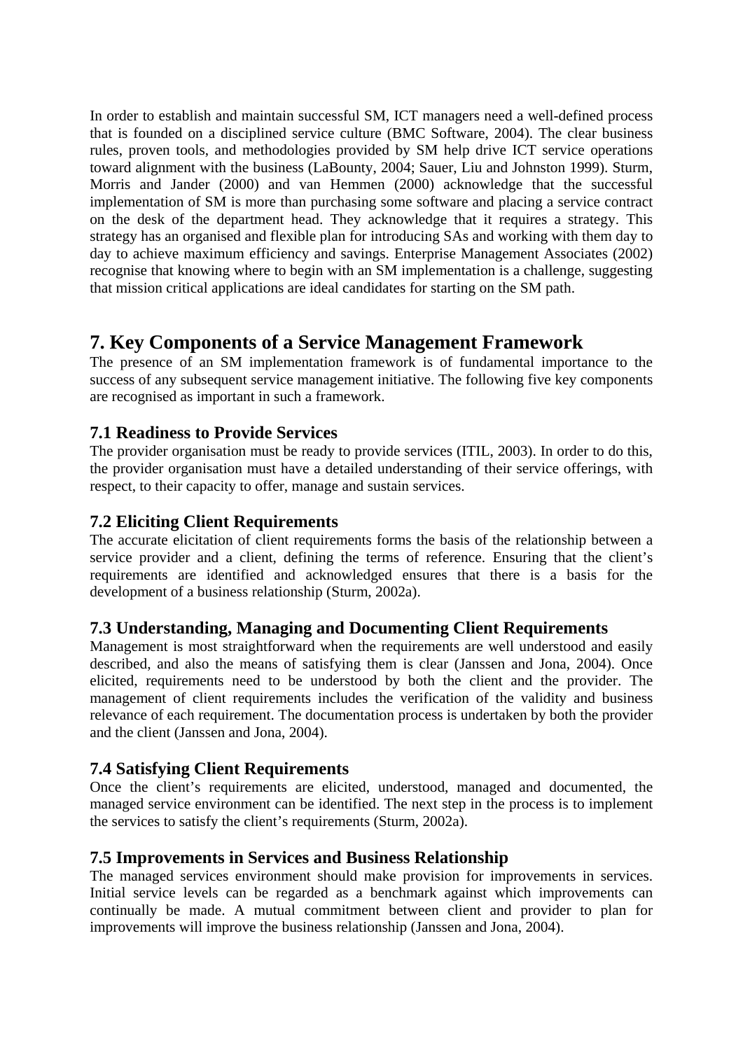In order to establish and maintain successful SM, ICT managers need a well-defined process that is founded on a disciplined service culture (BMC Software, 2004). The clear business rules, proven tools, and methodologies provided by SM help drive ICT service operations toward alignment with the business (LaBounty, 2004; Sauer, Liu and Johnston 1999). Sturm, Morris and Jander (2000) and van Hemmen (2000) acknowledge that the successful implementation of SM is more than purchasing some software and placing a service contract on the desk of the department head. They acknowledge that it requires a strategy. This strategy has an organised and flexible plan for introducing SAs and working with them day to day to achieve maximum efficiency and savings. Enterprise Management Associates (2002) recognise that knowing where to begin with an SM implementation is a challenge, suggesting that mission critical applications are ideal candidates for starting on the SM path.

## 7. Key Components of a Service Management Framework

The presence of an SM implementation framework is of fundamental importance to the success of any subsequent service management initiative. The following five key components are recognised as important in such a framework.

### 7.1 Readiness to Provide Services

The provider organisation must be ready to provide services (ITIL, 2003). In order to do this, the provider organisation must have a detailed understanding of their service offerings, with respect, to their capacity to offer, manage and sustain services.

### 7.2 Eliciting Client Requirements

The accurate elicitation of client requirements forms the basis of the relationship between a service provider and a client, defining the terms of reference. Ensuring that the client's requirements are identified and acknowledged ensures that there is a basis for the development of a business relationship (Sturm, 2002a).

### 7.3 Understanding, Managing and Documenting Client Requirements

Management is most straightforward when the requirements are well understood and easily described, and also the means of satisfying them is clear (Janssen and Jona, 2004). Once elicited, requirements need to be understood by both the client and the provider. The management of client requirements includes the verification of the validity and business relevance of each requirement. The documentation process is undertaken by both the provider and the client (Janssen and Jona, 2004).

### 7.4 Satisfying Client Requirements

Once the client's requirements are elicited, understood, managed and documented, the managed service environment can be identified. The next step in the process is to implement the services to satisfy the client's requirements (Sturm, 2002a).

### 7.5 Improvements in Services and Business Relationship

The managed services environment should make provision for improvements in services. Initial service levels can be regarded as a benchmark against which improvements can continually be made. A mutual commitment between client and provider to plan for improvements will improve the business relationship (Janssen and Jona, 2004).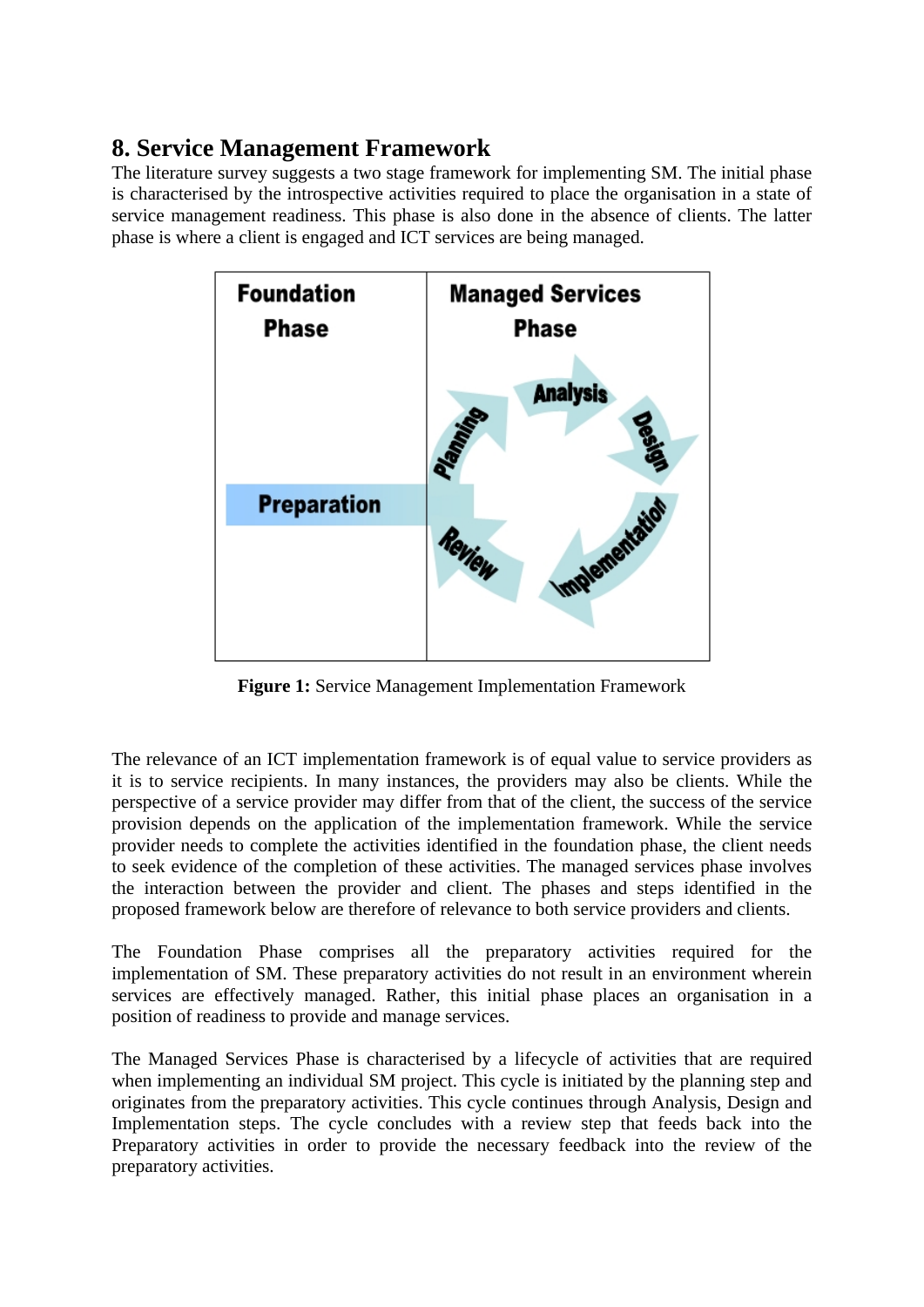## 8. Service Management Framework

The literature survey suggests a two stage framework for implementing SM. The initial phase is characterised by the introspective activities required to place the organisation in a state of service management readiness. This phase is also done in the absence of clients. The latter phase is where a client is engaged and ICT services are being managed.

**Figure 1:** Service Management Implementation Framework

The relevance of an ICT implementation framework is of equal value to service providers as it is to service recipients. In many instances, the providers may also be clients. While the perspective of a service provider may differ from that of the client, the success of the service provision depends on the application of the implementation framework. While the service provider needs to complete the activities identified in the foundation phase, the client needs to seek evidence of the completion of these activities. The managed services phase involves the interaction between the provider and client. The phases and steps identified in the proposed framework below are therefore of relevance to both service providers and clients.

The Foundation Phase comprises all the preparatory activities required for the implementation of SM. These preparatory activities do not result in an environment wherein services are effectively managed. Rather, this initial phase places an organisation in a position of readiness to provide and manage services.

The Managed Services Phase is characterised by a lifecycle of activities that are required when implementing an individual SM project. This cycle is initiated by the planning step and originates from the preparatory activities. This cycle continues through Analysis, Design and Implementation steps. The cycle concludes with a review step that feeds back into the Preparatory activities in order to provide the necessary feedback into the review of the preparatory activities.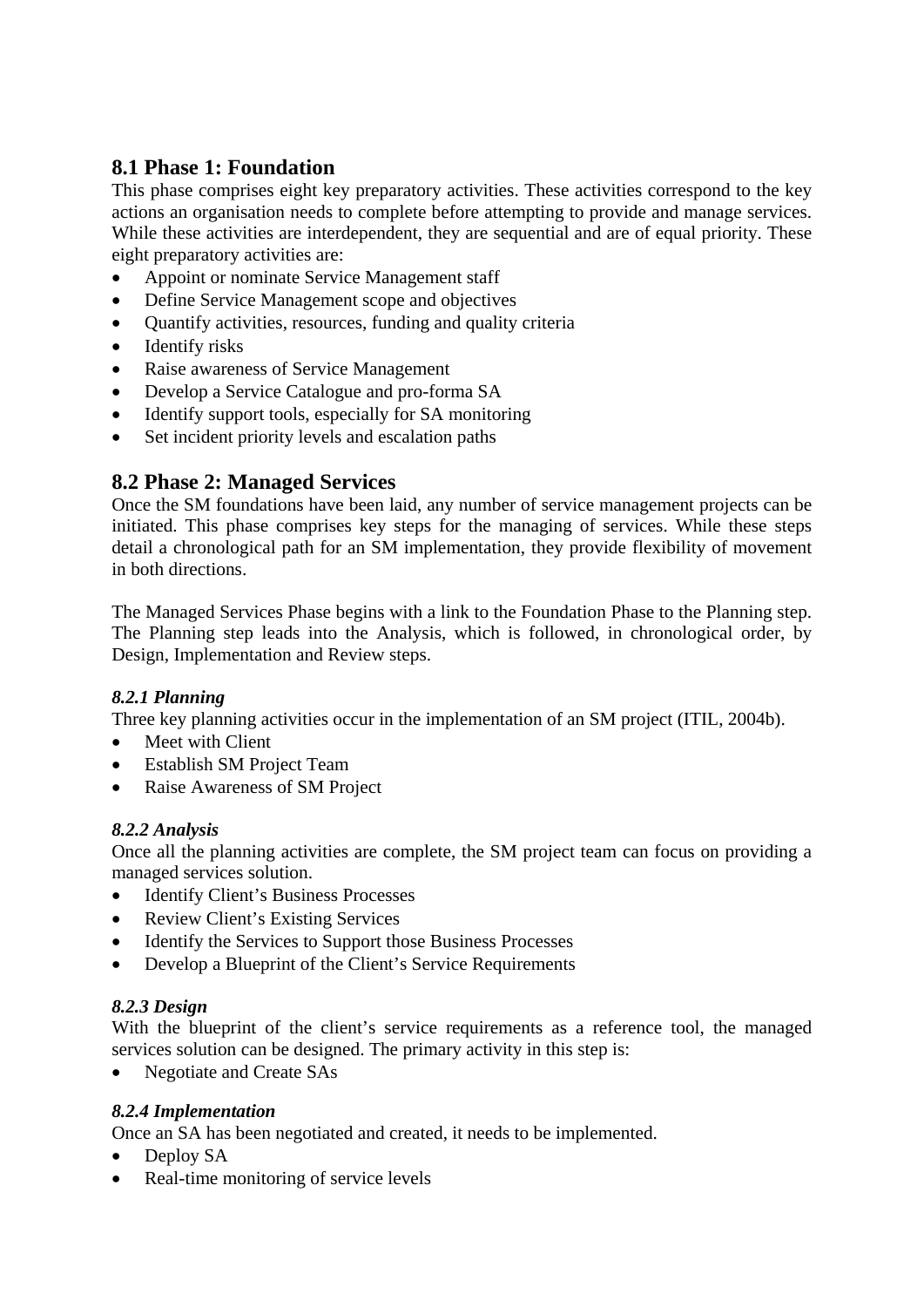## 8.1 Phase 1: Foundation

This phase comprises eight key preparatory activities. These activities correspond to the key actions an organisation needs to complete before attempting to provide and manage services. While these activities are interdependent, they are sequential and are of equal priority. These eight preparatory activities are:

- Appoint or nominate Service Management staff
- Define Service Management scope and objectives
- Quantify activities, resources, funding and quality criteria
- Identify risks
- Raise awareness of Service Management
- Develop a Service Catalogue and pro-forma SA
- Identify support tools, especially for SA monitoring
- Set incident priority levels and escalation paths

## 8.2 Phase 2: Managed Services

Once the SM foundations have been laid, any number of service management projects can be initiated. This phase comprises key steps for the managing of services. While these steps detail a chronological path for an SM implementation, they provide flexibility of movement in both directions.

The Managed Services Phase begins with a link to the Foundation Phase to the Planning step. The Planning step leads into the Analysis, which is followed, in chronological order, by Design, Implementation and Review steps.

### *8.2.1 Planning*

Three key planning activities occur in the implementation of an SM project (ITIL, 2004b).

- Meet with Client
- Establish SM Project Team
- Raise Awareness of SM Project

### *8.2.2 Analysis*

Once all the planning activities are complete, the SM project team can focus on providing a managed services solution.

- Identify Client's Business Processes
- Review Client's Existing Services
- Identify the Services to Support those Business Processes
- Develop a Blueprint of the Client's Service Requirements

### *8.2.3 Design*

With the blueprint of the client's service requirements as a reference tool, the managed services solution can be designed. The primary activity in this step is:

- Negotiate and Create SAs

### *8.2.4 Implementation*

Once an SA has been negotiated and created, it needs to be implemented.

- Deploy SA
- Real-time monitoring of service levels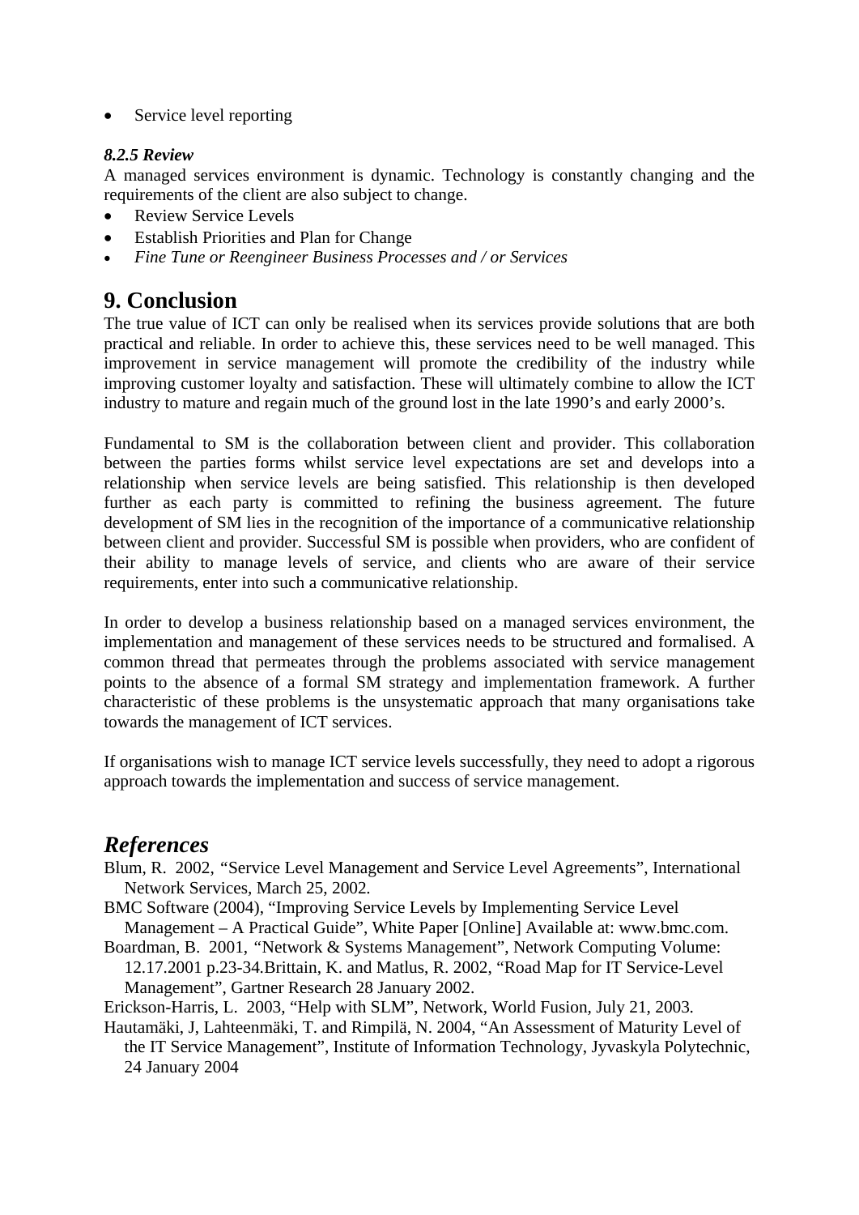- Service level reporting

#### *8.2.5 Review*

A managed services environment is dynamic. Technology is constantly changing and the requirements of the client are also subject to change.

- Review Service Levels
- Establish Priorities and Plan for Change
- *Fine Tune or Reengineer Business Processes and / or Services*

## 9. Conclusion

The true value of ICT can only be realised when its services provide solutions that are both practical and reliable. In order to achieve this, these services need to be well managed. This improvement in service management will promote the credibility of the industry while improving customer loyalty and satisfaction. These will ultimately combine to allow the ICT industry to mature and regain much of the ground lost in the late 1990's and early 2000's.

Fundamental to SM is the collaboration between client and provider. This collaboration between the parties forms whilst service level expectations are set and develops into a relationship when service levels are being satisfied. This relationship is then developed further as each party is committed to refining the business agreement. The future development of SM lies in the recognition of the importance of a communicative relationship between client and provider. Successful SM is possible when providers, who are confident of their ability to manage levels of service, and clients who are aware of their service requirements, enter into such a communicative relationship.

In order to develop a business relationship based on a managed services environment, the implementation and management of these services needs to be structured and formalised. A common thread that permeates through the problems associated with service management points to the absence of a formal SM strategy and implementation framework. A further characteristic of these problems is the unsystematic approach that many organisations take towards the management of ICT services.

If organisations wish to manage ICT service levels successfully, they need to adopt a rigorous approach towards the implementation and success of service management.

## *References*

Blum, R. 2002, "Service Level Management and Service Level Agreements", International Network Services, March 25, 2002.

BMC Software (2004), "Improving Service Levels by Implementing Service Level Management – A Practical Guide", White Paper [Online] Available at: www.bmc.com.

Boardman, B. 2001, "Network & Systems Management", Network Computing Volume: 12.17.2001 p.23-34.Brittain, K. and Matlus, R. 2002, "Road Map for IT Service-Level Management", Gartner Research 28 January 2002.

Erickson-Harris, L. 2003, "Help with SLM", Network, World Fusion, July 21, 2003.

Hautamäki, J, Lahteenmäki, T. and Rimpilä, N. 2004, "An Assessment of Maturity Level of the IT Service Management", Institute of Information Technology, Jyvaskyla Polytechnic, 24 January 2004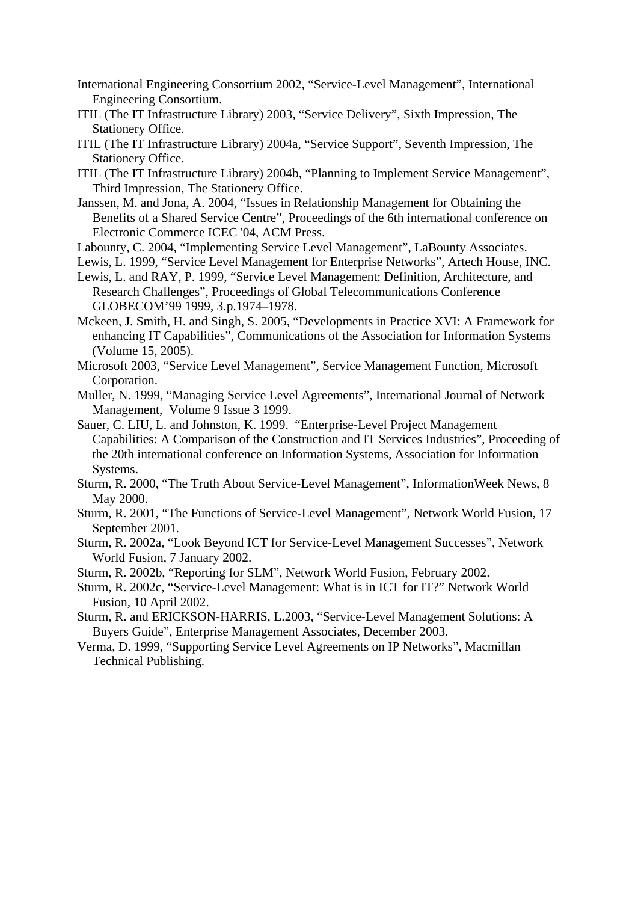International Engineering Consortium 2002, “Service-Level Management”, International Engineering Consortium.

ITIL (The IT Infrastructure Library) 2003, “Service Delivery”, Sixth Impression, The Stationery Office.

ITIL (The IT Infrastructure Library) 2004a, “Service Support”, Seventh Impression, The Stationery Office.

ITIL (The IT Infrastructure Library) 2004b, “Planning to Implement Service Management”, Third Impression, The Stationery Office.

Janssen, M. and Jona, A. 2004, “Issues in Relationship Management for Obtaining the Benefits of a Shared Service Centre”, Proceedings of the 6th international conference on Electronic Commerce ICEC '04, ACM Press.

Labounty, C. 2004, “Implementing Service Level Management”, LaBounty Associates.

Lewis, L. 1999, “Service Level Management for Enterprise Networks”, Artech House, INC.

Lewis, L. and RAY, P. 1999, “Service Level Management: Definition, Architecture, and Research Challenges”, Proceedings of Global Telecommunications Conference GLOBECOM’99 1999, 3.p.1974–1978.

Mckeen, J. Smith, H. and Singh, S. 2005, “Developments in Practice XVI: A Framework for enhancing IT Capabilities”, Communications of the Association for Information Systems (Volume 15, 2005).

Microsoft 2003, “Service Level Management”, Service Management Function, Microsoft Corporation.

Muller, N. 1999, “Managing Service Level Agreements”, International Journal of Network Management, Volume 9 Issue 3 1999.

Sauer, C. LIU, L. and Johnston, K. 1999. “Enterprise-Level Project Management Capabilities: A Comparison of the Construction and IT Services Industries”, Proceeding of the 20th international conference on Information Systems, Association for Information Systems.

Sturm, R. 2000, “The Truth About Service-Level Management”, InformationWeek News, 8 May 2000.

Sturm, R. 2001, “The Functions of Service-Level Management”, Network World Fusion, 17 September 2001.

Sturm, R. 2002a, “Look Beyond ICT for Service-Level Management Successes”, Network World Fusion, 7 January 2002.

Sturm, R. 2002b, “Reporting for SLM”, Network World Fusion, February 2002.

Sturm, R. 2002c, “Service-Level Management: What is in ICT for IT?” Network World Fusion, 10 April 2002.

Sturm, R. and ERICKSON-HARRIS, L.2003, “Service-Level Management Solutions: A Buyers Guide”, Enterprise Management Associates, December 2003.

Verma, D. 1999, “Supporting Service Level Agreements on IP Networks”, Macmillan Technical Publishing.